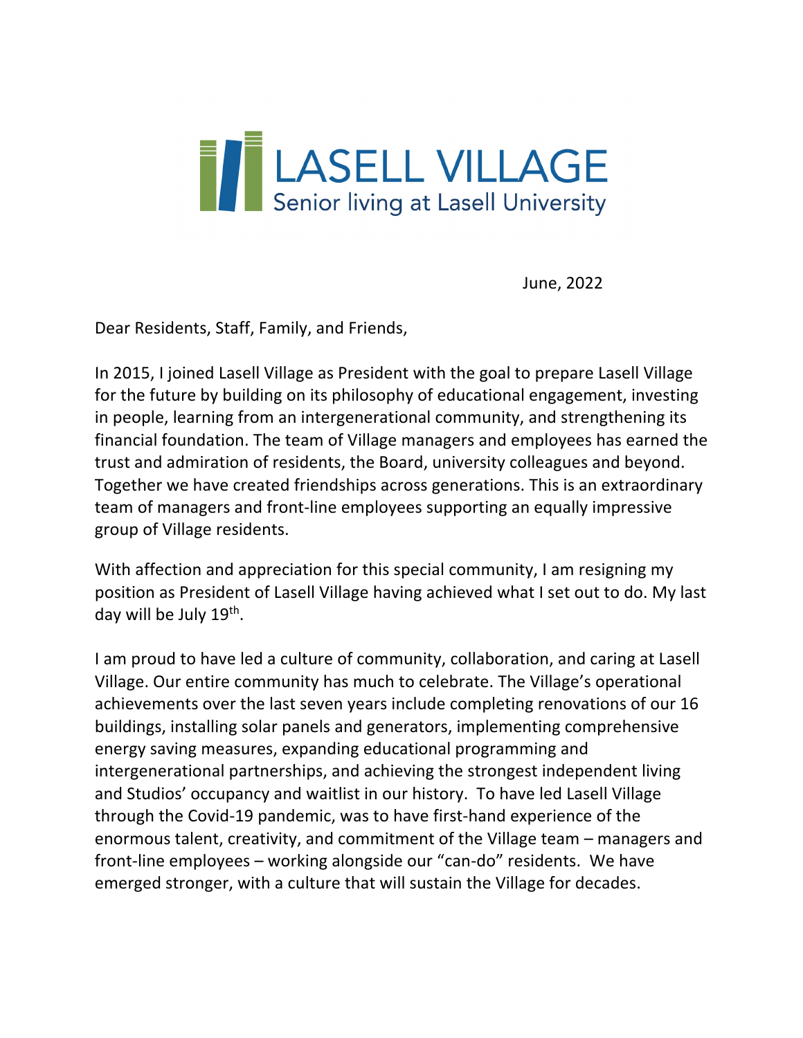# LASELL VILLAGE

Senior living at Lasell University

June, 2022

Dear Residents, Staff, Family, and Friends,

In 2015, I joined Lasell Village as President with the goal to prepare Lasell Village for the future by building on its philosophy of educational engagement, investing in people, learning from an intergenerational community, and strengthening its financial foundation. The team of Village managers and employees has earned the trust and admiration of residents, the Board, university colleagues and beyond. Together we have created friendships across generations. This is an extraordinary team of managers and front-line employees supporting an equally impressive group of Village residents.

With affection and appreciation for this special community, I am resigning my position as President of Lasell Village having achieved what I set out to do. My last day will be July 19th.

I am proud to have led a culture of community, collaboration, and caring at Lasell Village. Our entire community has much to celebrate. The Village's operational achievements over the last seven years include completing renovations of our 16 buildings, installing solar panels and generators, implementing comprehensive energy saving measures, expanding educational programming and intergenerational partnerships, and achieving the strongest independent living and Studios' occupancy and waitlist in our history. To have led Lasell Village through the Covid-19 pandemic, was to have first-hand experience of the enormous talent, creativity, and commitment of the Village team – managers and front-line employees – working alongside our "can-do" residents. We have emerged stronger, with a culture that will sustain the Village for decades.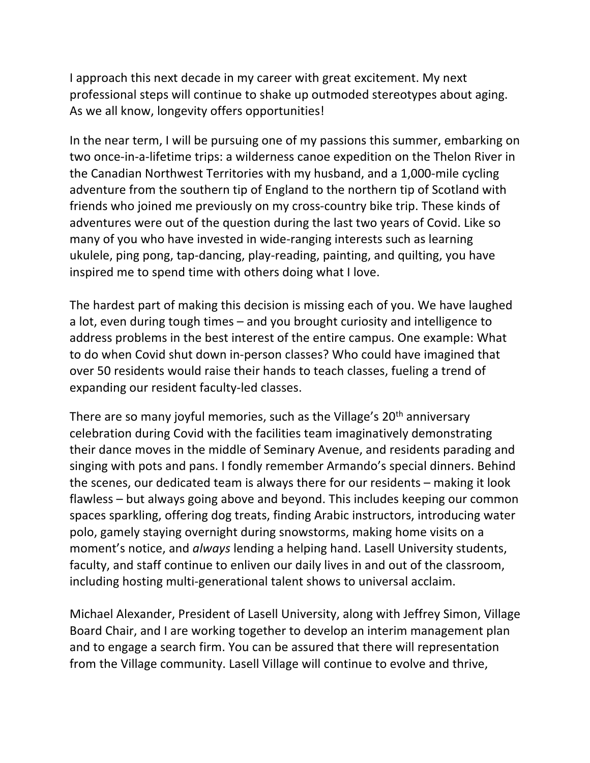I approach this next decade in my career with great excitement. My next professional steps will continue to shake up outmoded stereotypes about aging. As we all know, longevity offers opportunities!

In the near term, I will be pursuing one of my passions this summer, embarking on two once-in-a-lifetime trips: a wilderness canoe expedition on the Thelon River in the Canadian Northwest Territories with my husband, and a 1,000-mile cycling adventure from the southern tip of England to the northern tip of Scotland with friends who joined me previously on my cross-country bike trip. These kinds of adventures were out of the question during the last two years of Covid. Like so many of you who have invested in wide-ranging interests such as learning ukulele, ping pong, tap-dancing, play-reading, painting, and quilting, you have inspired me to spend time with others doing what I love.

The hardest part of making this decision is missing each of you. We have laughed a lot, even during tough times – and you brought curiosity and intelligence to address problems in the best interest of the entire campus. One example: What to do when Covid shut down in-person classes? Who could have imagined that over 50 residents would raise their hands to teach classes, fueling a trend of expanding our resident faculty-led classes.

There are so many joyful memories, such as the Village's 20th anniversary celebration during Covid with the facilities team imaginatively demonstrating their dance moves in the middle of Seminary Avenue, and residents parading and singing with pots and pans. I fondly remember Armando's special dinners. Behind the scenes, our dedicated team is always there for our residents – making it look flawless – but always going above and beyond. This includes keeping our common spaces sparkling, offering dog treats, finding Arabic instructors, introducing water polo, gamely staying overnight during snowstorms, making home visits on a moment's notice, and *always* lending a helping hand. Lasell University students, faculty, and staff continue to enliven our daily lives in and out of the classroom, including hosting multi-generational talent shows to universal acclaim.

Michael Alexander, President of Lasell University, along with Jeffrey Simon, Village Board Chair, and I are working together to develop an interim management plan and to engage a search firm. You can be assured that there will representation from the Village community. Lasell Village will continue to evolve and thrive,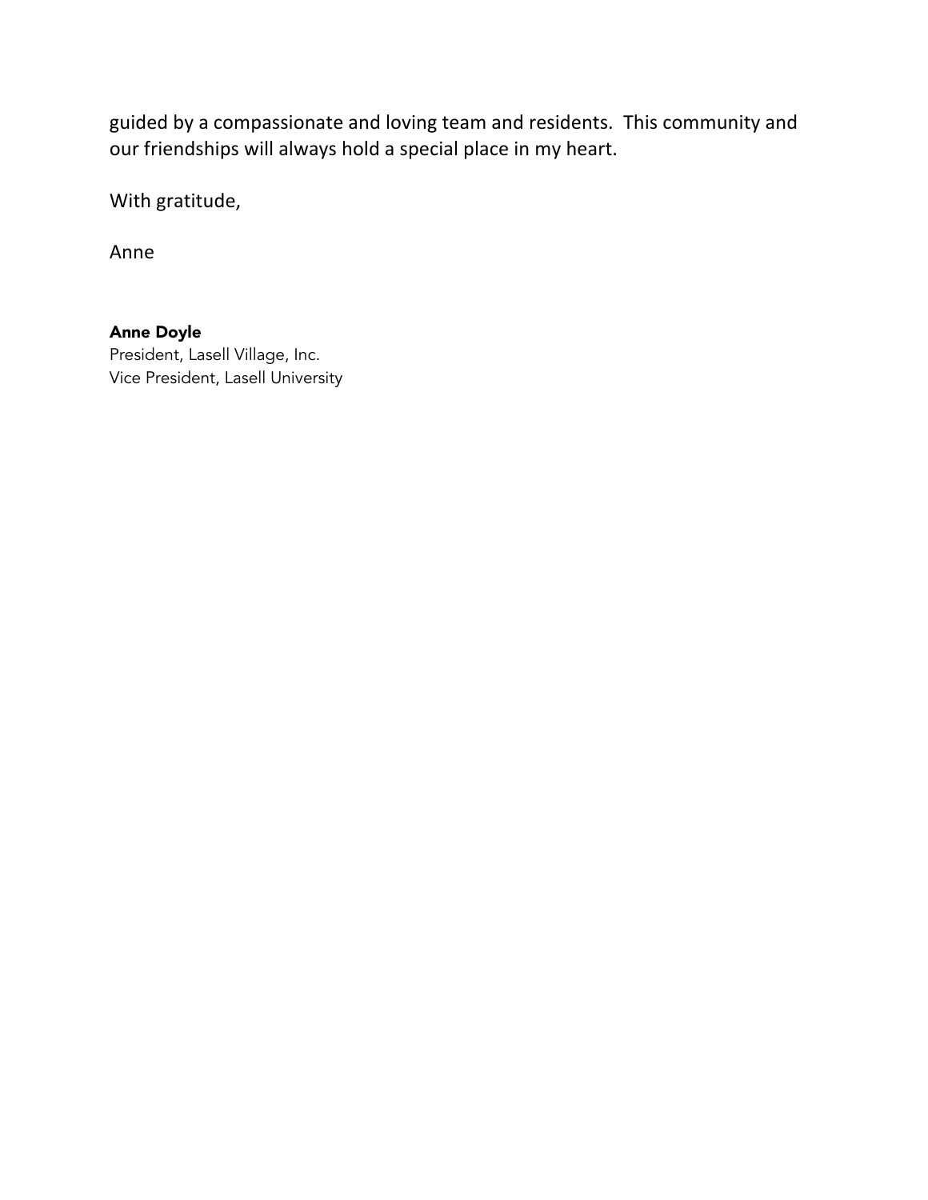guided by a compassionate and loving team and residents. This community and our friendships will always hold a special place in my heart.

With gratitude,

Anne

**Anne Doyle**
President, Lasell Village, Inc.
Vice President, Lasell University